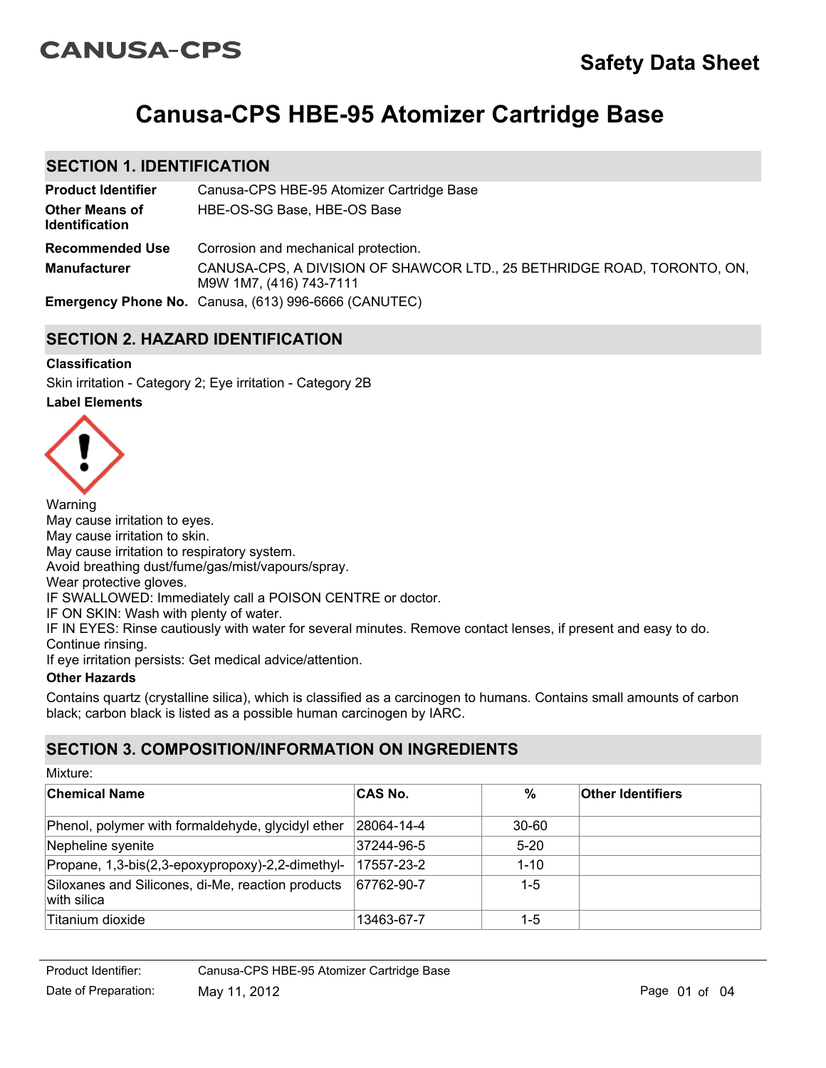CANUSA-CPS

# Safety Data Sheet

# Canusa-CPS HBE-95 Atomizer Cartridge Base

## SECTION 1. IDENTIFICATION

**Product Identifier** Canusa-CPS HBE-95 Atomizer Cartridge Base

**Other Means of Identification** HBE-OS-SG Base, HBE-OS Base

**Recommended Use** Corrosion and mechanical protection.

**Manufacturer** CANUSA-CPS, A DIVISION OF SHAWCOR LTD., 25 BETHRIDGE ROAD, TORONTO, ON, M9W 1M7, (416) 743-7111

**Emergency Phone No.** Canusa, (613) 996-6666 (CANUTEC)

## SECTION 2. HAZARD IDENTIFICATION

**Classification**

Skin irritation - Category 2; Eye irritation - Category 2B

**Label Elements**

Warning
May cause irritation to eyes.
May cause irritation to skin.
May cause irritation to respiratory system.
Avoid breathing dust/fume/gas/mist/vapours/spray.
Wear protective gloves.
IF SWALLOWED: Immediately call a POISON CENTRE or doctor.
IF ON SKIN: Wash with plenty of water.
IF IN EYES: Rinse cautiously with water for several minutes. Remove contact lenses, if present and easy to do. Continue rinsing.
If eye irritation persists: Get medical advice/attention.

**Other Hazards**

Contains quartz (crystalline silica), which is classified as a carcinogen to humans. Contains small amounts of carbon black; carbon black is listed as a possible human carcinogen by IARC.

## SECTION 3. COMPOSITION/INFORMATION ON INGREDIENTS

Mixture:

| Chemical Name | CAS No. | % | Other Identifiers |
|---|---|---|---|
| Phenol, polymer with formaldehyde, glycidyl ether | 28064-14-4 | 30-60 | |
| Nepheline syenite | 37244-96-5 | 5-20 | |
| Propane, 1,3-bis(2,3-epoxypropoxy)-2,2-dimethyl- | 17557-23-2 | 1-10 | |
| Siloxanes and Silicones, di-Me, reaction products with silica | 67762-90-7 | 1-5 | |
| Titanium dioxide | 13463-67-7 | 1-5 | |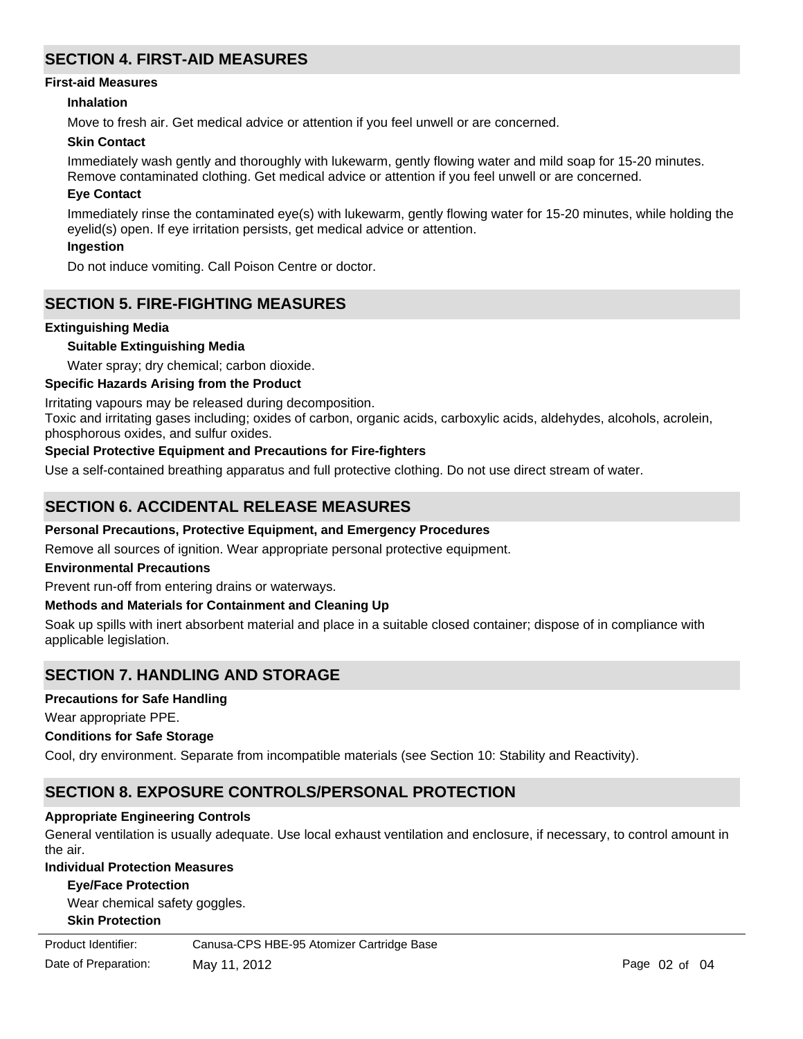## SECTION 4. FIRST-AID MEASURES

**First-aid Measures**

**Inhalation**

Move to fresh air. Get medical advice or attention if you feel unwell or are concerned.

**Skin Contact**

Immediately wash gently and thoroughly with lukewarm, gently flowing water and mild soap for 15-20 minutes. Remove contaminated clothing. Get medical advice or attention if you feel unwell or are concerned.

**Eye Contact**

Immediately rinse the contaminated eye(s) with lukewarm, gently flowing water for 15-20 minutes, while holding the eyelid(s) open. If eye irritation persists, get medical advice or attention.

**Ingestion**

Do not induce vomiting. Call Poison Centre or doctor.

## SECTION 5. FIRE-FIGHTING MEASURES

**Extinguishing Media**

**Suitable Extinguishing Media**

Water spray; dry chemical; carbon dioxide.

**Specific Hazards Arising from the Product**

Irritating vapours may be released during decomposition.
Toxic and irritating gases including; oxides of carbon, organic acids, carboxylic acids, aldehydes, alcohols, acrolein, phosphorous oxides, and sulfur oxides.

**Special Protective Equipment and Precautions for Fire-fighters**

Use a self-contained breathing apparatus and full protective clothing. Do not use direct stream of water.

## SECTION 6. ACCIDENTAL RELEASE MEASURES

**Personal Precautions, Protective Equipment, and Emergency Procedures**

Remove all sources of ignition. Wear appropriate personal protective equipment.

**Environmental Precautions**

Prevent run-off from entering drains or waterways.

**Methods and Materials for Containment and Cleaning Up**

Soak up spills with inert absorbent material and place in a suitable closed container; dispose of in compliance with applicable legislation.

## SECTION 7. HANDLING AND STORAGE

**Precautions for Safe Handling**

Wear appropriate PPE.

**Conditions for Safe Storage**

Cool, dry environment. Separate from incompatible materials (see Section 10: Stability and Reactivity).

## SECTION 8. EXPOSURE CONTROLS/PERSONAL PROTECTION

**Appropriate Engineering Controls**

General ventilation is usually adequate. Use local exhaust ventilation and enclosure, if necessary, to control amount in the air.

**Individual Protection Measures**

**Eye/Face Protection**

Wear chemical safety goggles.

**Skin Protection**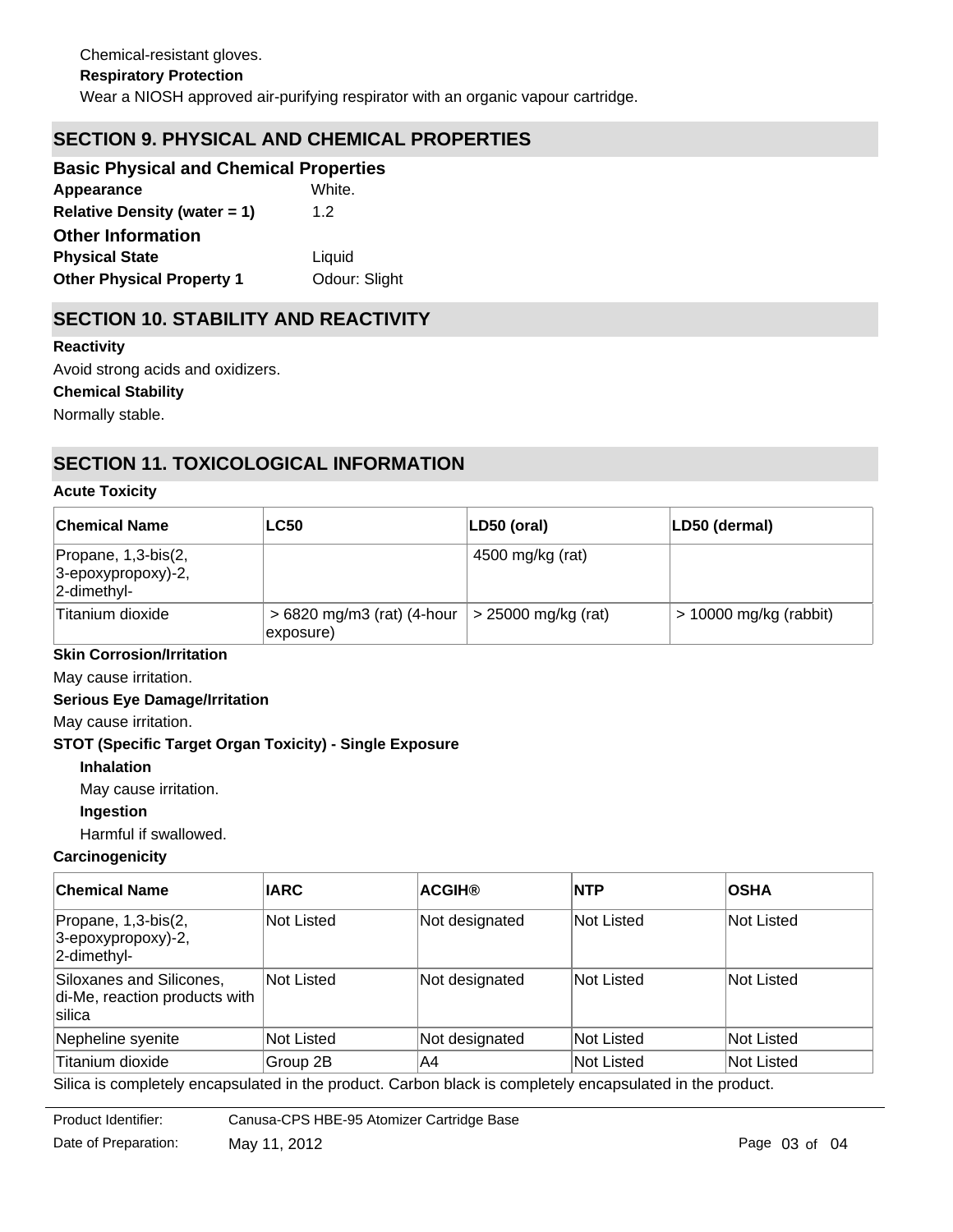Chemical-resistant gloves.

**Respiratory Protection**

Wear a NIOSH approved air-purifying respirator with an organic vapour cartridge.

## SECTION 9. PHYSICAL AND CHEMICAL PROPERTIES

### Basic Physical and Chemical Properties

**Appearance** White.

**Relative Density (water = 1)** 1.2

### Other Information

**Physical State** Liquid

**Other Physical Property 1** Odour: Slight

## SECTION 10. STABILITY AND REACTIVITY

**Reactivity**

Avoid strong acids and oxidizers.

**Chemical Stability**

Normally stable.

## SECTION 11. TOXICOLOGICAL INFORMATION

**Acute Toxicity**

| Chemical Name | LC50 | LD50 (oral) | LD50 (dermal) |
|---|---|---|---|
| Propane, 1,3-bis(2, 3-epoxypropoxy)-2, 2-dimethyl- | | 4500 mg/kg (rat) | |
| Titanium dioxide | > 6820 mg/m3 (rat) (4-hour exposure) | > 25000 mg/kg (rat) | > 10000 mg/kg (rabbit) |

**Skin Corrosion/Irritation**

May cause irritation.

**Serious Eye Damage/Irritation**

May cause irritation.

**STOT (Specific Target Organ Toxicity) - Single Exposure**

**Inhalation**

May cause irritation.

**Ingestion**

Harmful if swallowed.

**Carcinogenicity**

| Chemical Name | IARC | ACGIH® | NTP | OSHA |
|---|---|---|---|---|
| Propane, 1,3-bis(2, 3-epoxypropoxy)-2, 2-dimethyl- | Not Listed | Not designated | Not Listed | Not Listed |
| Siloxanes and Silicones, di-Me, reaction products with silica | Not Listed | Not designated | Not Listed | Not Listed |
| Nepheline syenite | Not Listed | Not designated | Not Listed | Not Listed |
| Titanium dioxide | Group 2B | A4 | Not Listed | Not Listed |

Silica is completely encapsulated in the product. Carbon black is completely encapsulated in the product.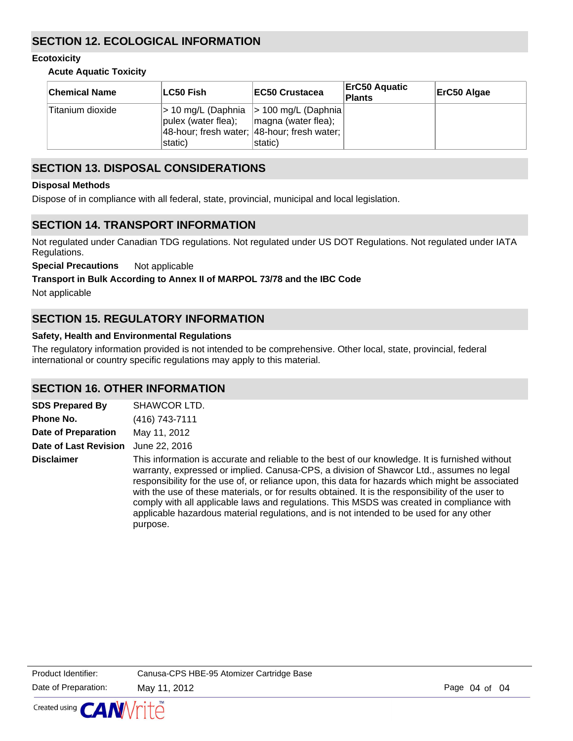## SECTION 12. ECOLOGICAL INFORMATION

### Ecotoxicity

#### Acute Aquatic Toxicity

| Chemical Name | LC50 Fish | EC50 Crustacea | ErC50 Aquatic Plants | ErC50 Algae |
|---|---|---|---|---|
| Titanium dioxide | > 10 mg/L (Daphnia pulex (water flea); 48-hour; fresh water; static) | > 100 mg/L (Daphnia magna (water flea); 48-hour; fresh water; static) | | |

## SECTION 13. DISPOSAL CONSIDERATIONS

### Disposal Methods

Dispose of in compliance with all federal, state, provincial, municipal and local legislation.

## SECTION 14. TRANSPORT INFORMATION

Not regulated under Canadian TDG regulations. Not regulated under US DOT Regulations. Not regulated under IATA Regulations.

**Special Precautions** Not applicable

**Transport in Bulk According to Annex II of MARPOL 73/78 and the IBC Code**

Not applicable

## SECTION 15. REGULATORY INFORMATION

### Safety, Health and Environmental Regulations

The regulatory information provided is not intended to be comprehensive. Other local, state, provincial, federal international or country specific regulations may apply to this material.

## SECTION 16. OTHER INFORMATION

**SDS Prepared By** SHAWCOR LTD.

**Phone No.** (416) 743-7111

**Date of Preparation** May 11, 2012

**Date of Last Revision** June 22, 2016

**Disclaimer** This information is accurate and reliable to the best of our knowledge. It is furnished without warranty, expressed or implied. Canusa-CPS, a division of Shawcor Ltd., assumes no legal responsibility for the use of, or reliance upon, this data for hazards which might be associated with the use of these materials, or for results obtained. It is the responsibility of the user to comply with all applicable laws and regulations. This MSDS was created in compliance with applicable hazardous material regulations, and is not intended to be used for any other purpose.